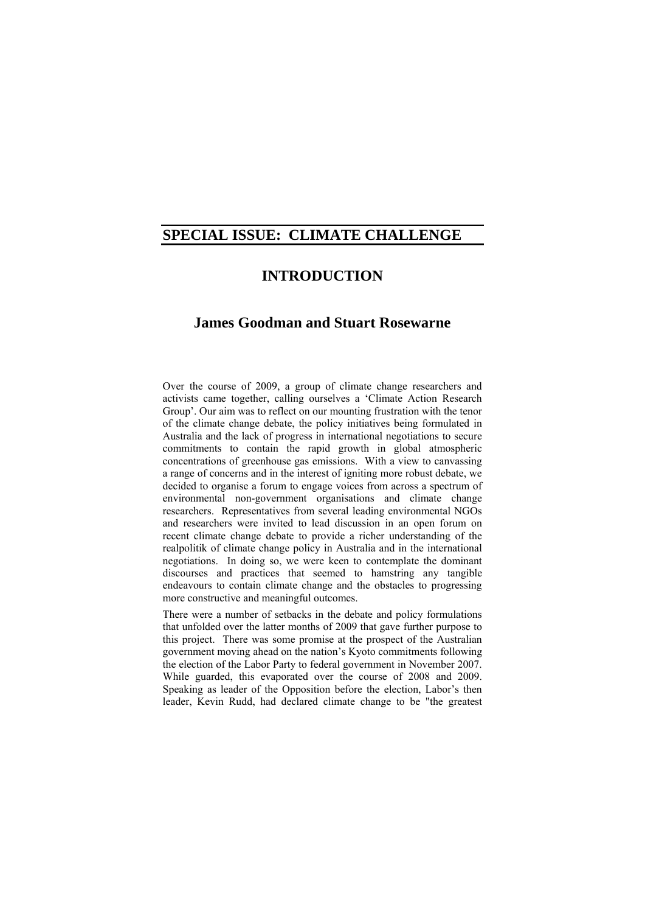# SPECIAL ISSUE: CLIMATE CHALLENGE

## INTRODUCTION

### James Goodman and Stuart Rosewarne

Over the course of 2009, a group of climate change researchers and activists came together, calling ourselves a 'Climate Action Research Group'. Our aim was to reflect on our mounting frustration with the tenor of the climate change debate, the policy initiatives being formulated in Australia and the lack of progress in international negotiations to secure commitments to contain the rapid growth in global atmospheric concentrations of greenhouse gas emissions. With a view to canvassing a range of concerns and in the interest of igniting more robust debate, we decided to organise a forum to engage voices from across a spectrum of environmental non-government organisations and climate change researchers. Representatives from several leading environmental NGOs and researchers were invited to lead discussion in an open forum on recent climate change debate to provide a richer understanding of the realpolitik of climate change policy in Australia and in the international negotiations. In doing so, we were keen to contemplate the dominant discourses and practices that seemed to hamstring any tangible endeavours to contain climate change and the obstacles to progressing more constructive and meaningful outcomes.

There were a number of setbacks in the debate and policy formulations that unfolded over the latter months of 2009 that gave further purpose to this project. There was some promise at the prospect of the Australian government moving ahead on the nation's Kyoto commitments following the election of the Labor Party to federal government in November 2007. While guarded, this evaporated over the course of 2008 and 2009. Speaking as leader of the Opposition before the election, Labor's then leader, Kevin Rudd, had declared climate change to be "the greatest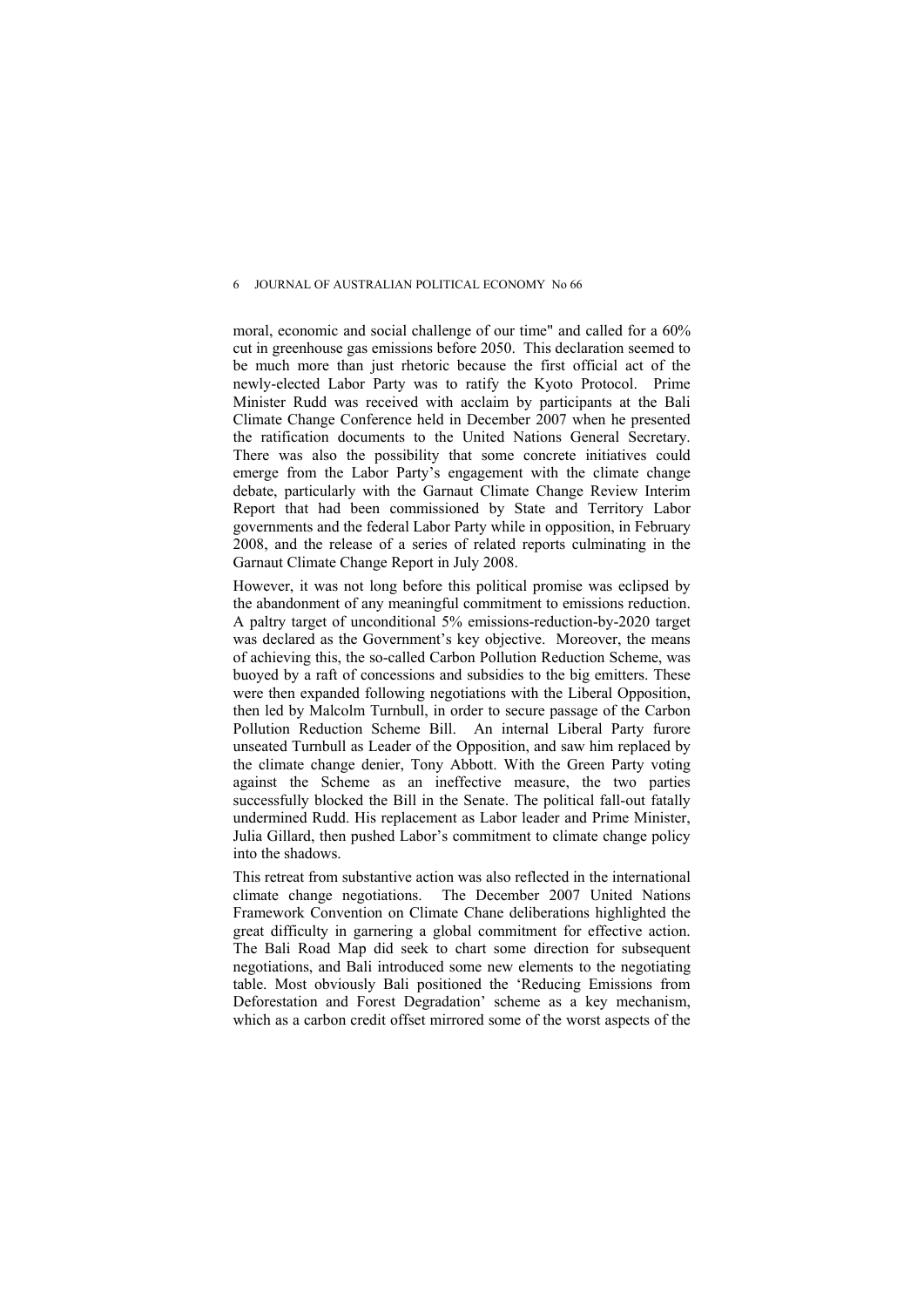moral, economic and social challenge of our time" and called for a 60% cut in greenhouse gas emissions before 2050. This declaration seemed to be much more than just rhetoric because the first official act of the newly-elected Labor Party was to ratify the Kyoto Protocol. Prime Minister Rudd was received with acclaim by participants at the Bali Climate Change Conference held in December 2007 when he presented the ratification documents to the United Nations General Secretary. There was also the possibility that some concrete initiatives could emerge from the Labor Party's engagement with the climate change debate, particularly with the Garnaut Climate Change Review Interim Report that had been commissioned by State and Territory Labor governments and the federal Labor Party while in opposition, in February 2008, and the release of a series of related reports culminating in the Garnaut Climate Change Report in July 2008.

However, it was not long before this political promise was eclipsed by the abandonment of any meaningful commitment to emissions reduction. A paltry target of unconditional 5% emissions-reduction-by-2020 target was declared as the Government's key objective. Moreover, the means of achieving this, the so-called Carbon Pollution Reduction Scheme, was buoyed by a raft of concessions and subsidies to the big emitters. These were then expanded following negotiations with the Liberal Opposition, then led by Malcolm Turnbull, in order to secure passage of the Carbon Pollution Reduction Scheme Bill. An internal Liberal Party furore unseated Turnbull as Leader of the Opposition, and saw him replaced by the climate change denier, Tony Abbott. With the Green Party voting against the Scheme as an ineffective measure, the two parties successfully blocked the Bill in the Senate. The political fall-out fatally undermined Rudd. His replacement as Labor leader and Prime Minister, Julia Gillard, then pushed Labor's commitment to climate change policy into the shadows.

This retreat from substantive action was also reflected in the international climate change negotiations. The December 2007 United Nations Framework Convention on Climate Chane deliberations highlighted the great difficulty in garnering a global commitment for effective action. The Bali Road Map did seek to chart some direction for subsequent negotiations, and Bali introduced some new elements to the negotiating table. Most obviously Bali positioned the 'Reducing Emissions from Deforestation and Forest Degradation' scheme as a key mechanism, which as a carbon credit offset mirrored some of the worst aspects of the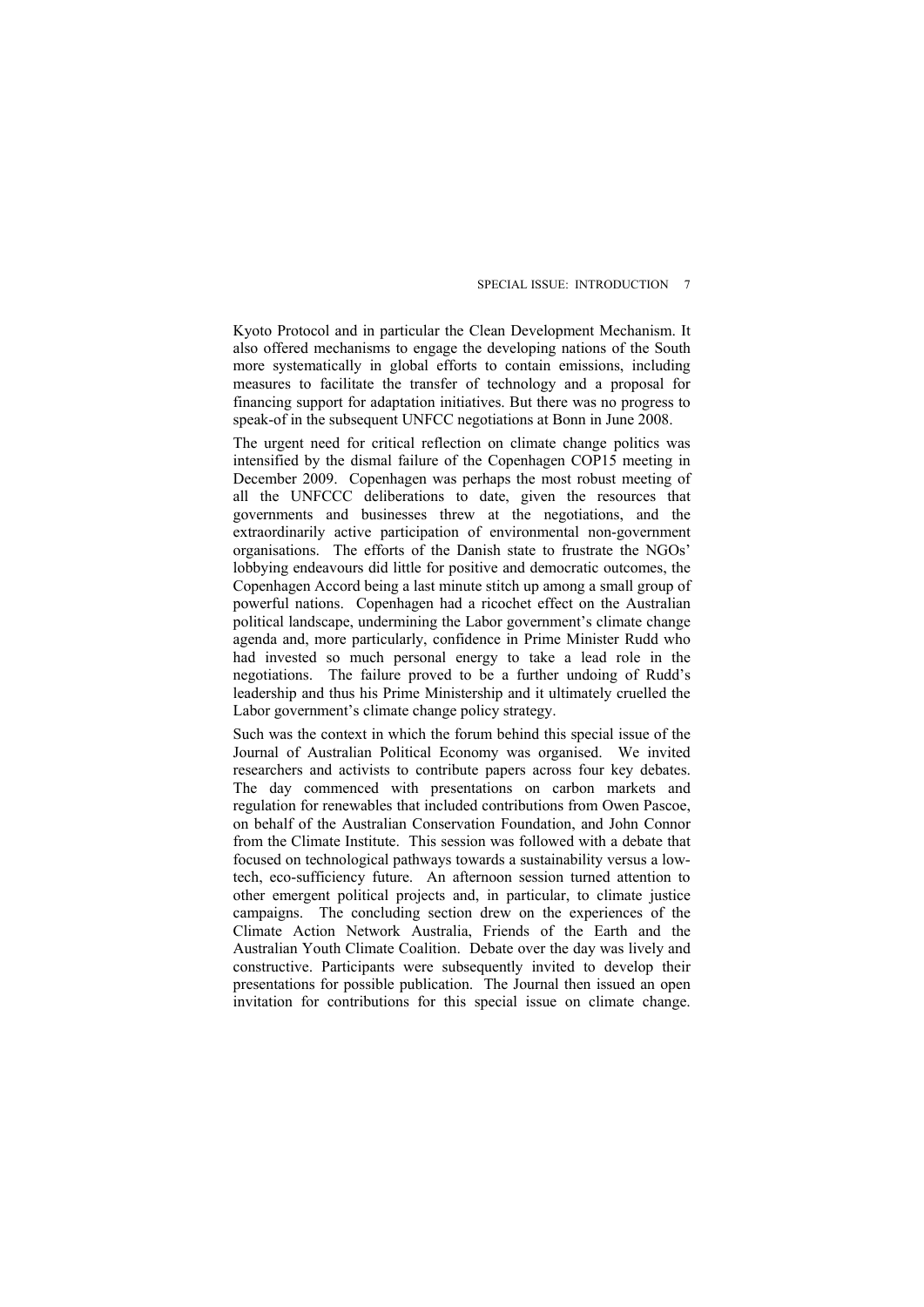Kyoto Protocol and in particular the Clean Development Mechanism. It also offered mechanisms to engage the developing nations of the South more systematically in global efforts to contain emissions, including measures to facilitate the transfer of technology and a proposal for financing support for adaptation initiatives. But there was no progress to speak-of in the subsequent UNFCC negotiations at Bonn in June 2008.

The urgent need for critical reflection on climate change politics was intensified by the dismal failure of the Copenhagen COP15 meeting in December 2009. Copenhagen was perhaps the most robust meeting of all the UNFCCC deliberations to date, given the resources that governments and businesses threw at the negotiations, and the extraordinarily active participation of environmental non-government organisations. The efforts of the Danish state to frustrate the NGOs' lobbying endeavours did little for positive and democratic outcomes, the Copenhagen Accord being a last minute stitch up among a small group of powerful nations. Copenhagen had a ricochet effect on the Australian political landscape, undermining the Labor government's climate change agenda and, more particularly, confidence in Prime Minister Rudd who had invested so much personal energy to take a lead role in the negotiations. The failure proved to be a further undoing of Rudd's leadership and thus his Prime Ministership and it ultimately cruelled the Labor government's climate change policy strategy.

Such was the context in which the forum behind this special issue of the Journal of Australian Political Economy was organised. We invited researchers and activists to contribute papers across four key debates. The day commenced with presentations on carbon markets and regulation for renewables that included contributions from Owen Pascoe, on behalf of the Australian Conservation Foundation, and John Connor from the Climate Institute. This session was followed with a debate that focused on technological pathways towards a sustainability versus a low-tech, eco-sufficiency future. An afternoon session turned attention to other emergent political projects and, in particular, to climate justice campaigns. The concluding section drew on the experiences of the Climate Action Network Australia, Friends of the Earth and the Australian Youth Climate Coalition. Debate over the day was lively and constructive. Participants were subsequently invited to develop their presentations for possible publication. The Journal then issued an open invitation for contributions for this special issue on climate change.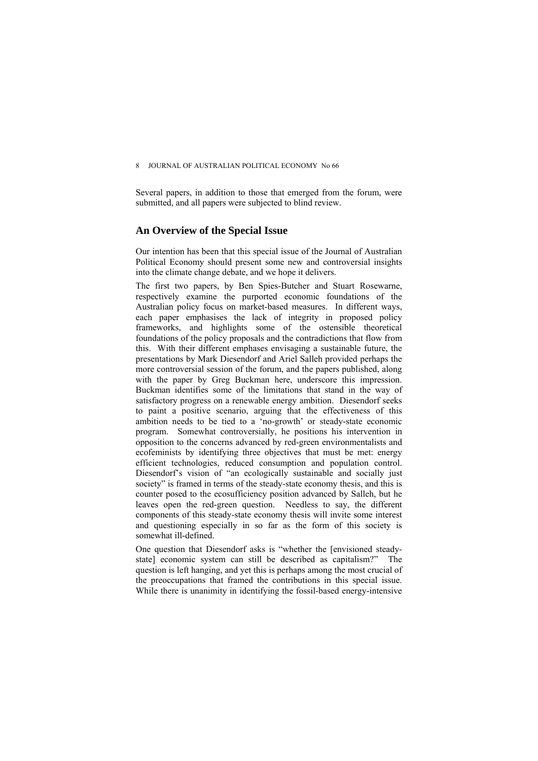Several papers, in addition to those that emerged from the forum, were submitted, and all papers were subjected to blind review.

## An Overview of the Special Issue

Our intention has been that this special issue of the Journal of Australian Political Economy should present some new and controversial insights into the climate change debate, and we hope it delivers.

The first two papers, by Ben Spies-Butcher and Stuart Rosewarne, respectively examine the purported economic foundations of the Australian policy focus on market-based measures. In different ways, each paper emphasises the lack of integrity in proposed policy frameworks, and highlights some of the ostensible theoretical foundations of the policy proposals and the contradictions that flow from this. With their different emphases envisaging a sustainable future, the presentations by Mark Diesendorf and Ariel Salleh provided perhaps the more controversial session of the forum, and the papers published, along with the paper by Greg Buckman here, underscore this impression. Buckman identifies some of the limitations that stand in the way of satisfactory progress on a renewable energy ambition. Diesendorf seeks to paint a positive scenario, arguing that the effectiveness of this ambition needs to be tied to a 'no-growth' or steady-state economic program. Somewhat controversially, he positions his intervention in opposition to the concerns advanced by red-green environmentalists and ecofeminists by identifying three objectives that must be met: energy efficient technologies, reduced consumption and population control. Diesendorf's vision of "an ecologically sustainable and socially just society" is framed in terms of the steady-state economy thesis, and this is counter posed to the ecosufficiency position advanced by Salleh, but he leaves open the red-green question. Needless to say, the different components of this steady-state economy thesis will invite some interest and questioning especially in so far as the form of this society is somewhat ill-defined.

One question that Diesendorf asks is "whether the [envisioned steady-state] economic system can still be described as capitalism?" The question is left hanging, and yet this is perhaps among the most crucial of the preoccupations that framed the contributions in this special issue. While there is unanimity in identifying the fossil-based energy-intensive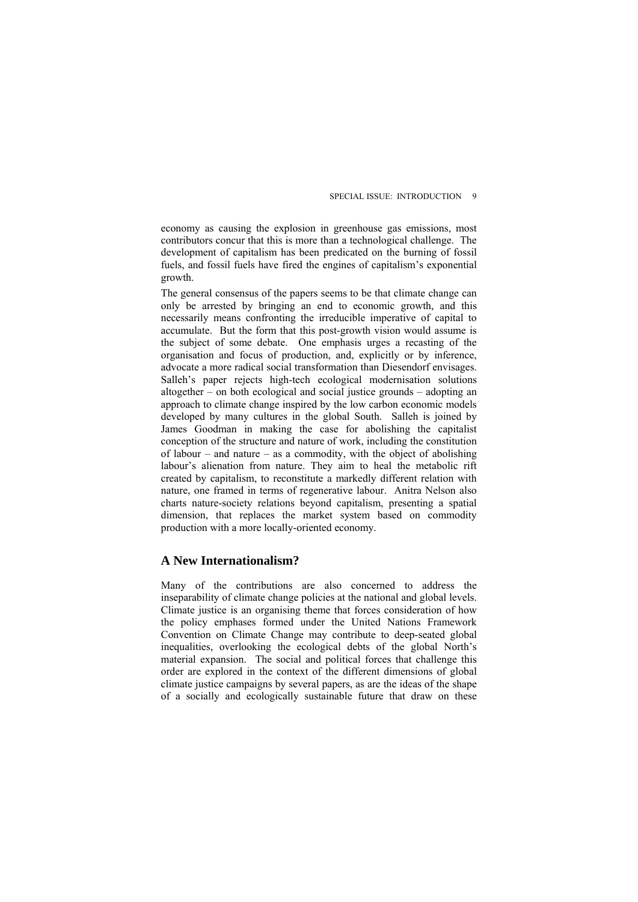economy as causing the explosion in greenhouse gas emissions, most contributors concur that this is more than a technological challenge. The development of capitalism has been predicated on the burning of fossil fuels, and fossil fuels have fired the engines of capitalism's exponential growth.

The general consensus of the papers seems to be that climate change can only be arrested by bringing an end to economic growth, and this necessarily means confronting the irreducible imperative of capital to accumulate. But the form that this post-growth vision would assume is the subject of some debate. One emphasis urges a recasting of the organisation and focus of production, and, explicitly or by inference, advocate a more radical social transformation than Diesendorf envisages. Salleh's paper rejects high-tech ecological modernisation solutions altogether – on both ecological and social justice grounds – adopting an approach to climate change inspired by the low carbon economic models developed by many cultures in the global South. Salleh is joined by James Goodman in making the case for abolishing the capitalist conception of the structure and nature of work, including the constitution of labour – and nature – as a commodity, with the object of abolishing labour's alienation from nature. They aim to heal the metabolic rift created by capitalism, to reconstitute a markedly different relation with nature, one framed in terms of regenerative labour. Anitra Nelson also charts nature-society relations beyond capitalism, presenting a spatial dimension, that replaces the market system based on commodity production with a more locally-oriented economy.

## A New Internationalism?

Many of the contributions are also concerned to address the inseparability of climate change policies at the national and global levels. Climate justice is an organising theme that forces consideration of how the policy emphases formed under the United Nations Framework Convention on Climate Change may contribute to deep-seated global inequalities, overlooking the ecological debts of the global North's material expansion. The social and political forces that challenge this order are explored in the context of the different dimensions of global climate justice campaigns by several papers, as are the ideas of the shape of a socially and ecologically sustainable future that draw on these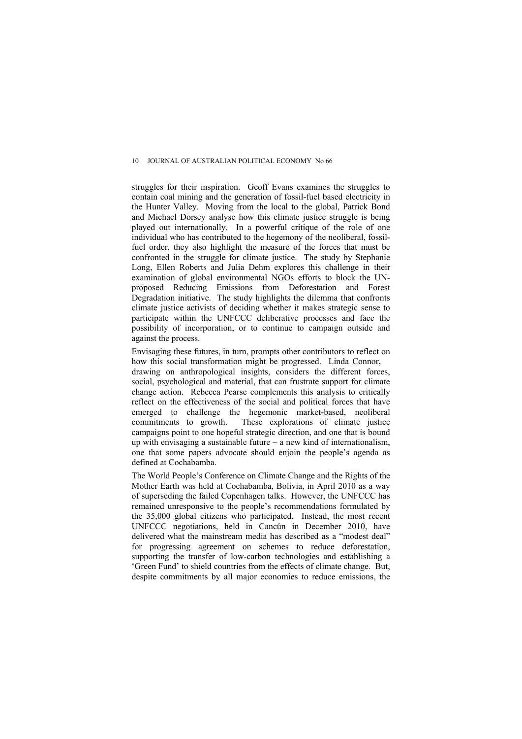struggles for their inspiration. Geoff Evans examines the struggles to contain coal mining and the generation of fossil-fuel based electricity in the Hunter Valley. Moving from the local to the global, Patrick Bond and Michael Dorsey analyse how this climate justice struggle is being played out internationally. In a powerful critique of the role of one individual who has contributed to the hegemony of the neoliberal, fossil-fuel order, they also highlight the measure of the forces that must be confronted in the struggle for climate justice. The study by Stephanie Long, Ellen Roberts and Julia Dehm explores this challenge in their examination of global environmental NGOs efforts to block the UN-proposed Reducing Emissions from Deforestation and Forest Degradation initiative. The study highlights the dilemma that confronts climate justice activists of deciding whether it makes strategic sense to participate within the UNFCCC deliberative processes and face the possibility of incorporation, or to continue to campaign outside and against the process.

Envisaging these futures, in turn, prompts other contributors to reflect on how this social transformation might be progressed. Linda Connor, drawing on anthropological insights, considers the different forces, social, psychological and material, that can frustrate support for climate change action. Rebecca Pearse complements this analysis to critically reflect on the effectiveness of the social and political forces that have emerged to challenge the hegemonic market-based, neoliberal commitments to growth. These explorations of climate justice campaigns point to one hopeful strategic direction, and one that is bound up with envisaging a sustainable future – a new kind of internationalism, one that some papers advocate should enjoin the people's agenda as defined at Cochabamba.

The World People's Conference on Climate Change and the Rights of the Mother Earth was held at Cochabamba, Bolivia, in April 2010 as a way of superseding the failed Copenhagen talks. However, the UNFCCC has remained unresponsive to the people's recommendations formulated by the 35,000 global citizens who participated. Instead, the most recent UNFCCC negotiations, held in Cancún in December 2010, have delivered what the mainstream media has described as a "modest deal" for progressing agreement on schemes to reduce deforestation, supporting the transfer of low-carbon technologies and establishing a 'Green Fund' to shield countries from the effects of climate change. But, despite commitments by all major economies to reduce emissions, the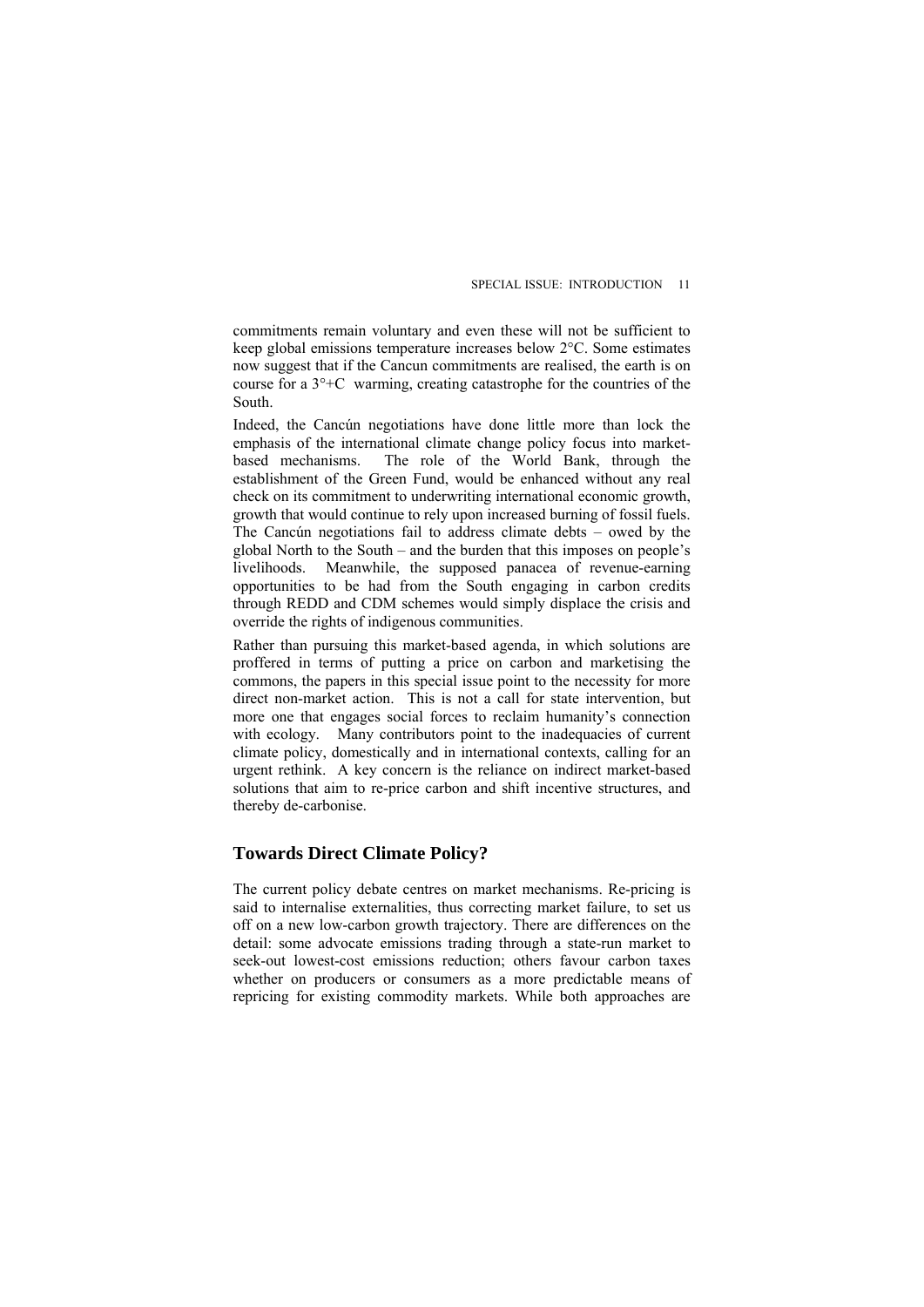commitments remain voluntary and even these will not be sufficient to keep global emissions temperature increases below 2°C. Some estimates now suggest that if the Cancun commitments are realised, the earth is on course for a 3°+C warming, creating catastrophe for the countries of the South.

Indeed, the Cancún negotiations have done little more than lock the emphasis of the international climate change policy focus into market-based mechanisms. The role of the World Bank, through the establishment of the Green Fund, would be enhanced without any real check on its commitment to underwriting international economic growth, growth that would continue to rely upon increased burning of fossil fuels. The Cancún negotiations fail to address climate debts – owed by the global North to the South – and the burden that this imposes on people's livelihoods. Meanwhile, the supposed panacea of revenue-earning opportunities to be had from the South engaging in carbon credits through REDD and CDM schemes would simply displace the crisis and override the rights of indigenous communities.

Rather than pursuing this market-based agenda, in which solutions are proffered in terms of putting a price on carbon and marketising the commons, the papers in this special issue point to the necessity for more direct non-market action. This is not a call for state intervention, but more one that engages social forces to reclaim humanity's connection with ecology. Many contributors point to the inadequacies of current climate policy, domestically and in international contexts, calling for an urgent rethink. A key concern is the reliance on indirect market-based solutions that aim to re-price carbon and shift incentive structures, and thereby de-carbonise.

## Towards Direct Climate Policy?

The current policy debate centres on market mechanisms. Re-pricing is said to internalise externalities, thus correcting market failure, to set us off on a new low-carbon growth trajectory. There are differences on the detail: some advocate emissions trading through a state-run market to seek-out lowest-cost emissions reduction; others favour carbon taxes whether on producers or consumers as a more predictable means of repricing for existing commodity markets. While both approaches are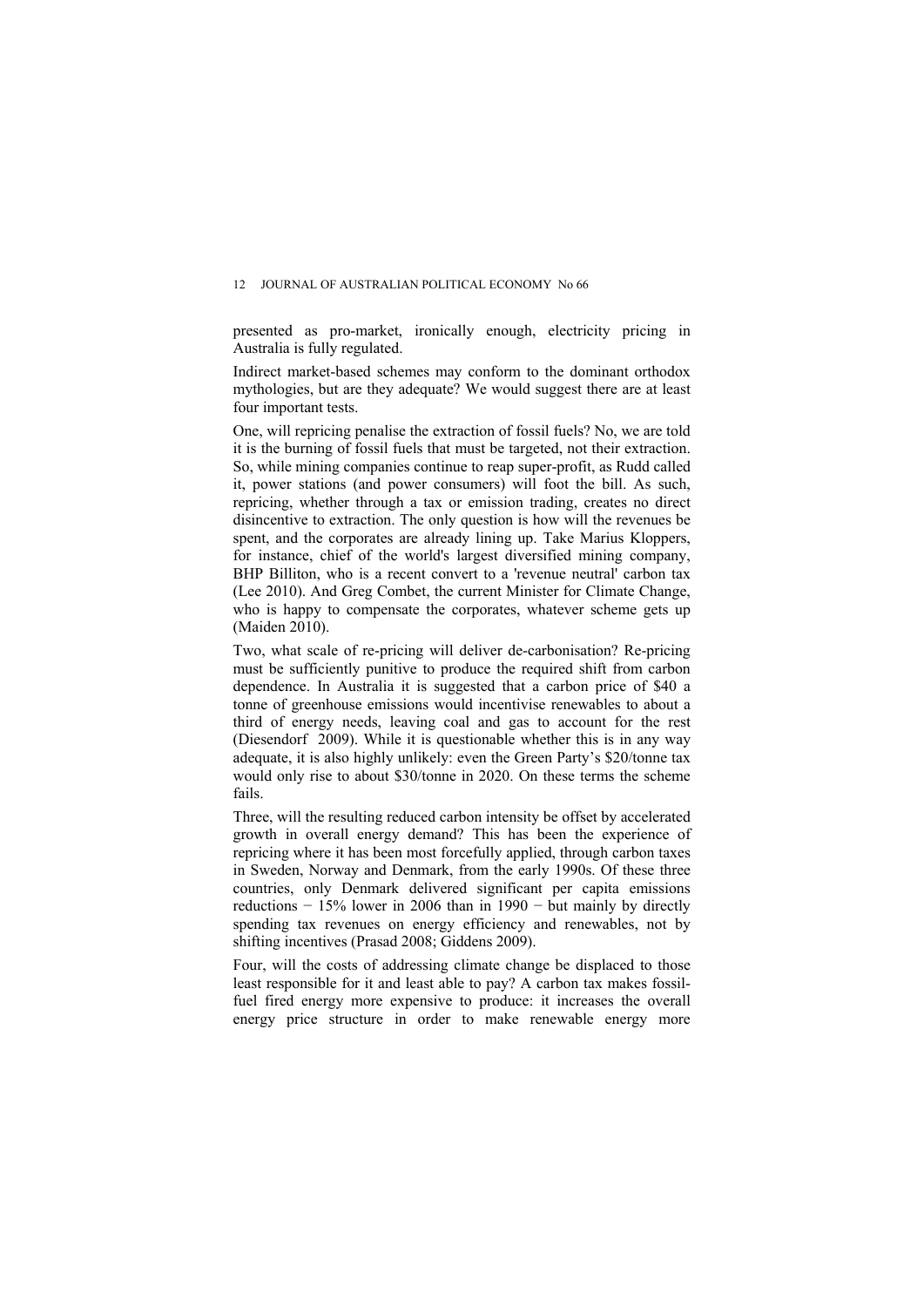presented as pro-market, ironically enough, electricity pricing in Australia is fully regulated.

Indirect market-based schemes may conform to the dominant orthodox mythologies, but are they adequate? We would suggest there are at least four important tests.

One, will repricing penalise the extraction of fossil fuels? No, we are told it is the burning of fossil fuels that must be targeted, not their extraction. So, while mining companies continue to reap super-profit, as Rudd called it, power stations (and power consumers) will foot the bill. As such, repricing, whether through a tax or emission trading, creates no direct disincentive to extraction. The only question is how will the revenues be spent, and the corporates are already lining up. Take Marius Kloppers, for instance, chief of the world's largest diversified mining company, BHP Billiton, who is a recent convert to a 'revenue neutral' carbon tax (Lee 2010). And Greg Combet, the current Minister for Climate Change, who is happy to compensate the corporates, whatever scheme gets up (Maiden 2010).

Two, what scale of re-pricing will deliver de-carbonisation? Re-pricing must be sufficiently punitive to produce the required shift from carbon dependence. In Australia it is suggested that a carbon price of $40 a tonne of greenhouse emissions would incentivise renewables to about a third of energy needs, leaving coal and gas to account for the rest (Diesendorf 2009). While it is questionable whether this is in any way adequate, it is also highly unlikely: even the Green Party's $20/tonne tax would only rise to about $30/tonne in 2020. On these terms the scheme fails.

Three, will the resulting reduced carbon intensity be offset by accelerated growth in overall energy demand? This has been the experience of repricing where it has been most forcefully applied, through carbon taxes in Sweden, Norway and Denmark, from the early 1990s. Of these three countries, only Denmark delivered significant per capita emissions reductions − 15% lower in 2006 than in 1990 − but mainly by directly spending tax revenues on energy efficiency and renewables, not by shifting incentives (Prasad 2008; Giddens 2009).

Four, will the costs of addressing climate change be displaced to those least responsible for it and least able to pay? A carbon tax makes fossil-fuel fired energy more expensive to produce: it increases the overall energy price structure in order to make renewable energy more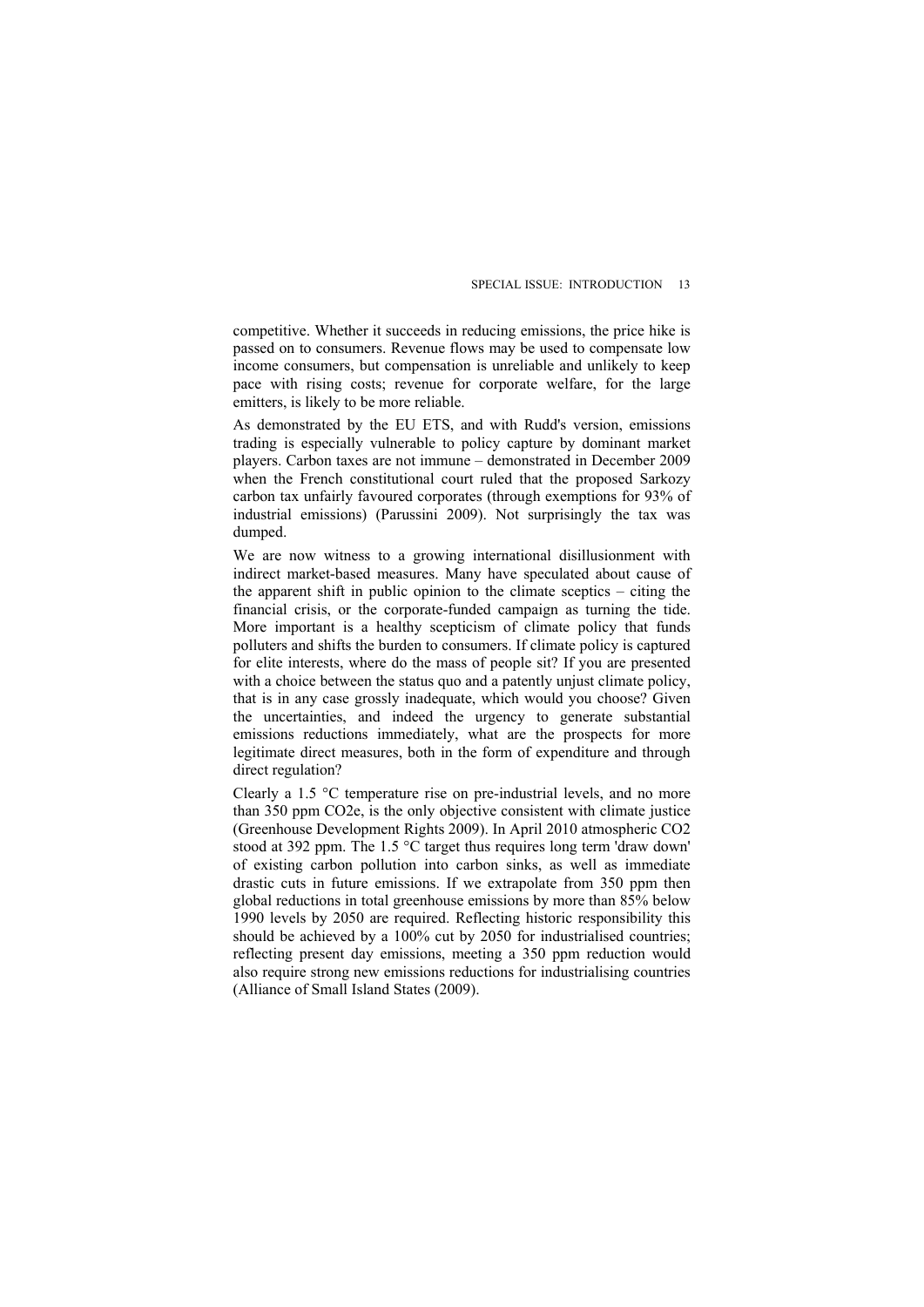competitive. Whether it succeeds in reducing emissions, the price hike is passed on to consumers. Revenue flows may be used to compensate low income consumers, but compensation is unreliable and unlikely to keep pace with rising costs; revenue for corporate welfare, for the large emitters, is likely to be more reliable.

As demonstrated by the EU ETS, and with Rudd's version, emissions trading is especially vulnerable to policy capture by dominant market players. Carbon taxes are not immune – demonstrated in December 2009 when the French constitutional court ruled that the proposed Sarkozy carbon tax unfairly favoured corporates (through exemptions for 93% of industrial emissions) (Parussini 2009). Not surprisingly the tax was dumped.

We are now witness to a growing international disillusionment with indirect market-based measures. Many have speculated about cause of the apparent shift in public opinion to the climate sceptics – citing the financial crisis, or the corporate-funded campaign as turning the tide. More important is a healthy scepticism of climate policy that funds polluters and shifts the burden to consumers. If climate policy is captured for elite interests, where do the mass of people sit? If you are presented with a choice between the status quo and a patently unjust climate policy, that is in any case grossly inadequate, which would you choose? Given the uncertainties, and indeed the urgency to generate substantial emissions reductions immediately, what are the prospects for more legitimate direct measures, both in the form of expenditure and through direct regulation?

Clearly a 1.5 °C temperature rise on pre-industrial levels, and no more than 350 ppm $CO_2e$, is the only objective consistent with climate justice (Greenhouse Development Rights 2009). In April 2010 atmospheric $CO_2$ stood at 392 ppm. The 1.5 °C target thus requires long term 'draw down' of existing carbon pollution into carbon sinks, as well as immediate drastic cuts in future emissions. If we extrapolate from 350 ppm then global reductions in total greenhouse emissions by more than 85% below 1990 levels by 2050 are required. Reflecting historic responsibility this should be achieved by a 100% cut by 2050 for industrialised countries; reflecting present day emissions, meeting a 350 ppm reduction would also require strong new emissions reductions for industrialising countries (Alliance of Small Island States (2009).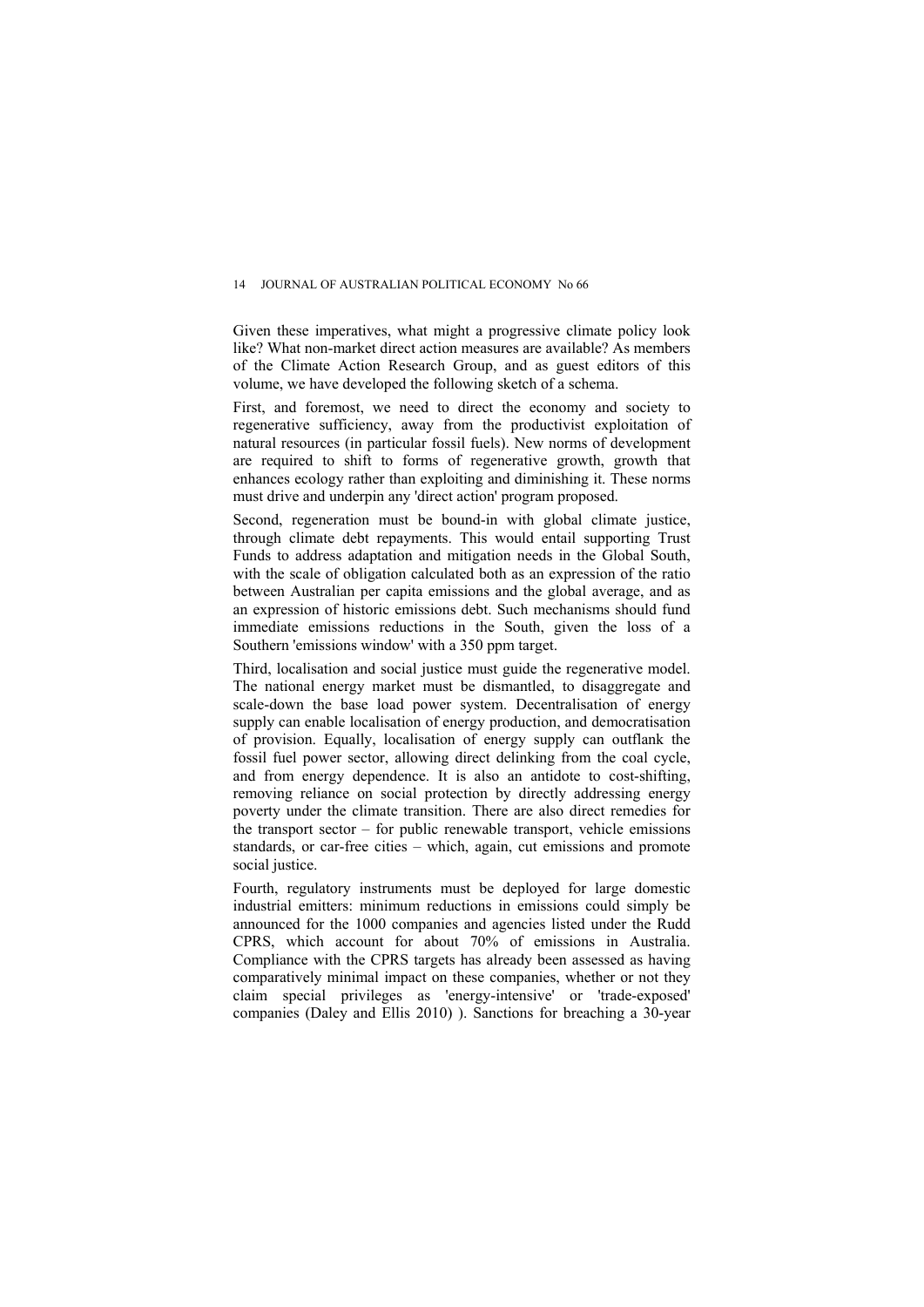Given these imperatives, what might a progressive climate policy look like? What non-market direct action measures are available? As members of the Climate Action Research Group, and as guest editors of this volume, we have developed the following sketch of a schema.

First, and foremost, we need to direct the economy and society to regenerative sufficiency, away from the productivist exploitation of natural resources (in particular fossil fuels). New norms of development are required to shift to forms of regenerative growth, growth that enhances ecology rather than exploiting and diminishing it. These norms must drive and underpin any 'direct action' program proposed.

Second, regeneration must be bound-in with global climate justice, through climate debt repayments. This would entail supporting Trust Funds to address adaptation and mitigation needs in the Global South, with the scale of obligation calculated both as an expression of the ratio between Australian per capita emissions and the global average, and as an expression of historic emissions debt. Such mechanisms should fund immediate emissions reductions in the South, given the loss of a Southern 'emissions window' with a 350 ppm target.

Third, localisation and social justice must guide the regenerative model. The national energy market must be dismantled, to disaggregate and scale-down the base load power system. Decentralisation of energy supply can enable localisation of energy production, and democratisation of provision. Equally, localisation of energy supply can outflank the fossil fuel power sector, allowing direct delinking from the coal cycle, and from energy dependence. It is also an antidote to cost-shifting, removing reliance on social protection by directly addressing energy poverty under the climate transition. There are also direct remedies for the transport sector – for public renewable transport, vehicle emissions standards, or car-free cities – which, again, cut emissions and promote social justice.

Fourth, regulatory instruments must be deployed for large domestic industrial emitters: minimum reductions in emissions could simply be announced for the 1000 companies and agencies listed under the Rudd CPRS, which account for about 70% of emissions in Australia. Compliance with the CPRS targets has already been assessed as having comparatively minimal impact on these companies, whether or not they claim special privileges as 'energy-intensive' or 'trade-exposed' companies (Daley and Ellis 2010) ). Sanctions for breaching a 30-year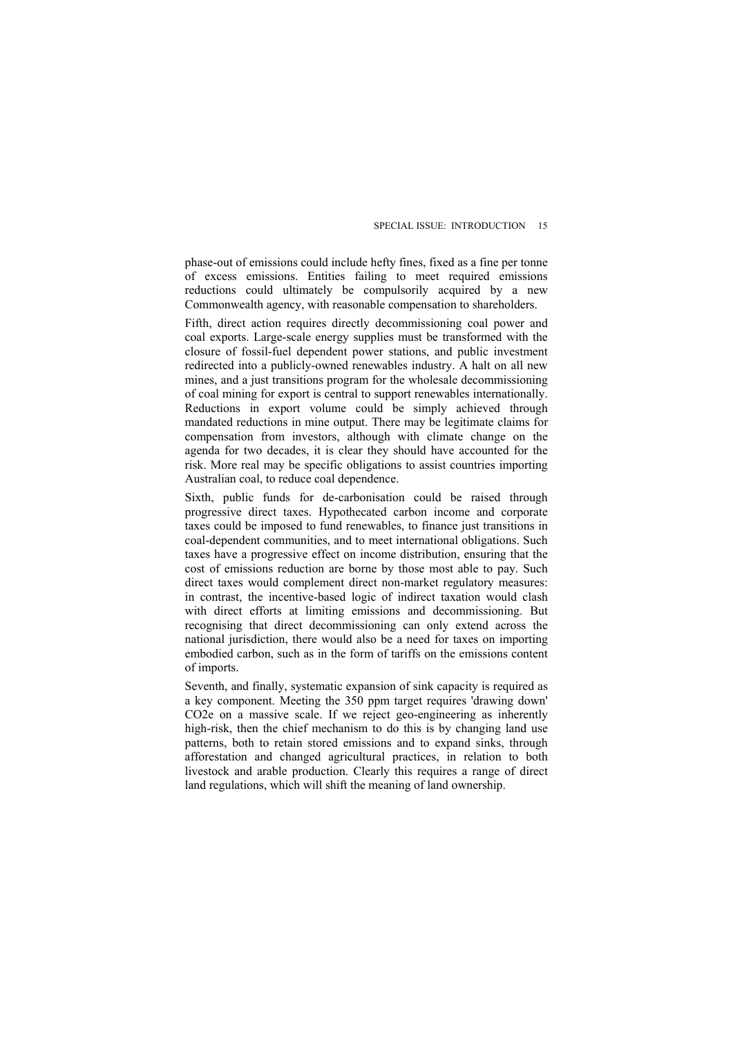phase-out of emissions could include hefty fines, fixed as a fine per tonne of excess emissions. Entities failing to meet required emissions reductions could ultimately be compulsorily acquired by a new Commonwealth agency, with reasonable compensation to shareholders.

Fifth, direct action requires directly decommissioning coal power and coal exports. Large-scale energy supplies must be transformed with the closure of fossil-fuel dependent power stations, and public investment redirected into a publicly-owned renewables industry. A halt on all new mines, and a just transitions program for the wholesale decommissioning of coal mining for export is central to support renewables internationally. Reductions in export volume could be simply achieved through mandated reductions in mine output. There may be legitimate claims for compensation from investors, although with climate change on the agenda for two decades, it is clear they should have accounted for the risk. More real may be specific obligations to assist countries importing Australian coal, to reduce coal dependence.

Sixth, public funds for de-carbonisation could be raised through progressive direct taxes. Hypothecated carbon income and corporate taxes could be imposed to fund renewables, to finance just transitions in coal-dependent communities, and to meet international obligations. Such taxes have a progressive effect on income distribution, ensuring that the cost of emissions reduction are borne by those most able to pay. Such direct taxes would complement direct non-market regulatory measures: in contrast, the incentive-based logic of indirect taxation would clash with direct efforts at limiting emissions and decommissioning. But recognising that direct decommissioning can only extend across the national jurisdiction, there would also be a need for taxes on importing embodied carbon, such as in the form of tariffs on the emissions content of imports.

Seventh, and finally, systematic expansion of sink capacity is required as a key component. Meeting the 350 ppm target requires 'drawing down' $CO_2e$ on a massive scale. If we reject geo-engineering as inherently high-risk, then the chief mechanism to do this is by changing land use patterns, both to retain stored emissions and to expand sinks, through afforestation and changed agricultural practices, in relation to both livestock and arable production. Clearly this requires a range of direct land regulations, which will shift the meaning of land ownership.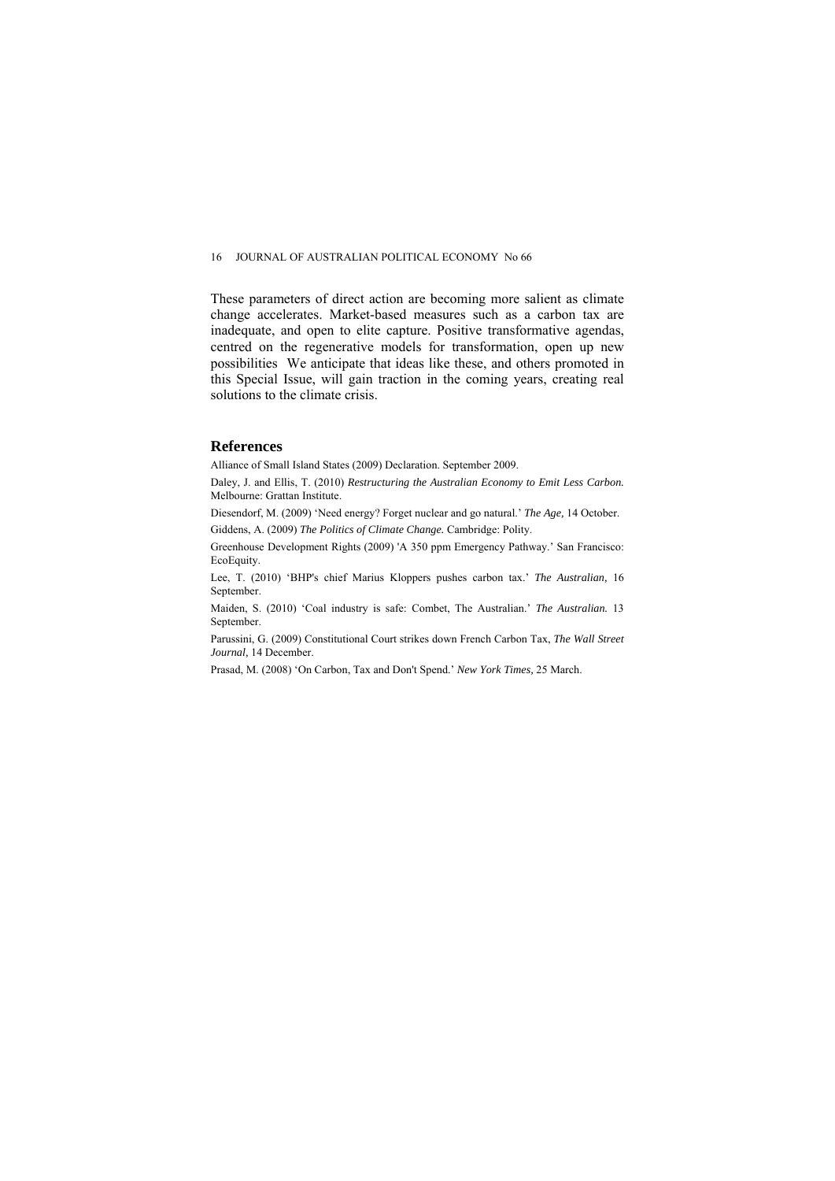These parameters of direct action are becoming more salient as climate change accelerates. Market-based measures such as a carbon tax are inadequate, and open to elite capture. Positive transformative agendas, centred on the regenerative models for transformation, open up new possibilities  We anticipate that ideas like these, and others promoted in this Special Issue, will gain traction in the coming years, creating real solutions to the climate crisis.

## References

Alliance of Small Island States (2009) Declaration. September 2009.

Daley, J. and Ellis, T. (2010) *Restructuring the Australian Economy to Emit Less Carbon.* Melbourne: Grattan Institute.

Diesendorf, M. (2009) 'Need energy? Forget nuclear and go natural.' *The Age,* 14 October.

Giddens, A. (2009) *The Politics of Climate Change.* Cambridge: Polity.

Greenhouse Development Rights (2009) 'A 350 ppm Emergency Pathway.' San Francisco: EcoEquity.

Lee, T. (2010) 'BHP's chief Marius Kloppers pushes carbon tax.' *The Australian,* 16 September.

Maiden, S. (2010) 'Coal industry is safe: Combet, The Australian.' *The Australian.* 13 September.

Parussini, G. (2009) Constitutional Court strikes down French Carbon Tax, *The Wall Street Journal,* 14 December.

Prasad, M. (2008) 'On Carbon, Tax and Don't Spend.' *New York Times,* 25 March.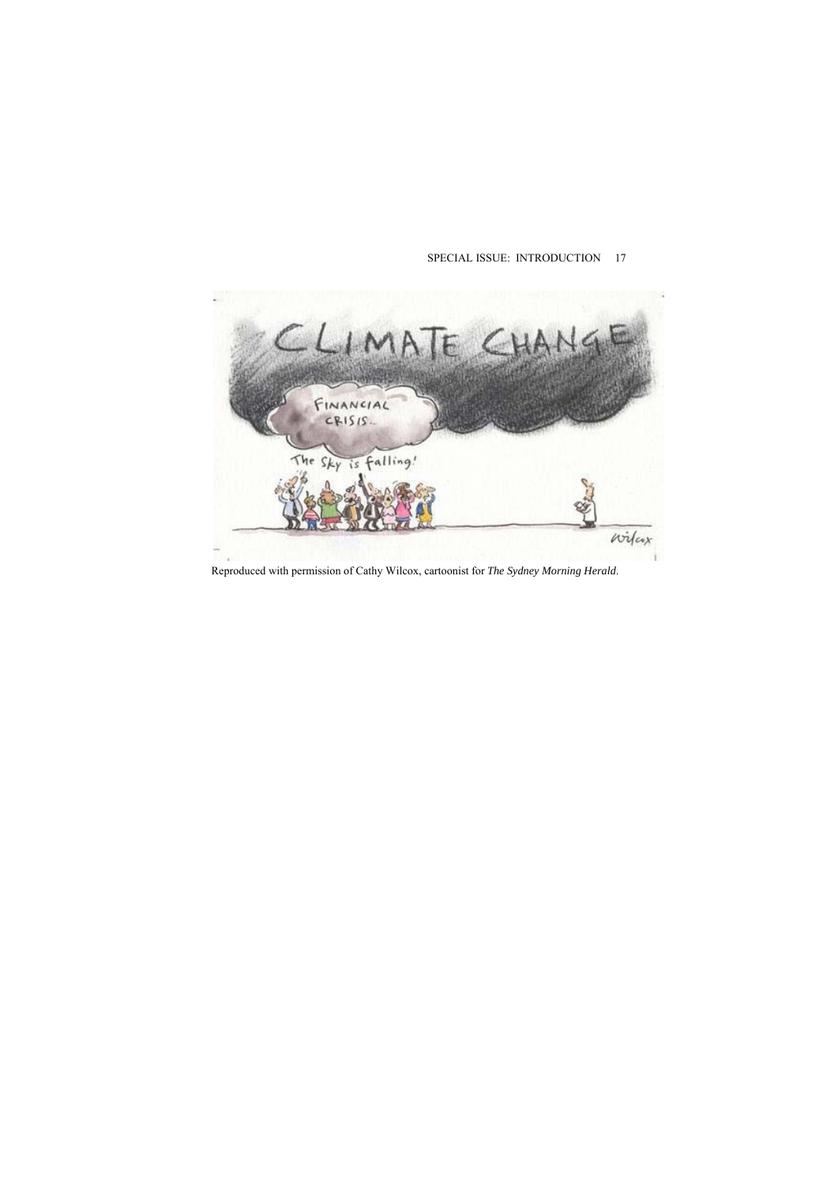Reproduced with permission of Cathy Wilcox, cartoonist for *The Sydney Morning Herald*.